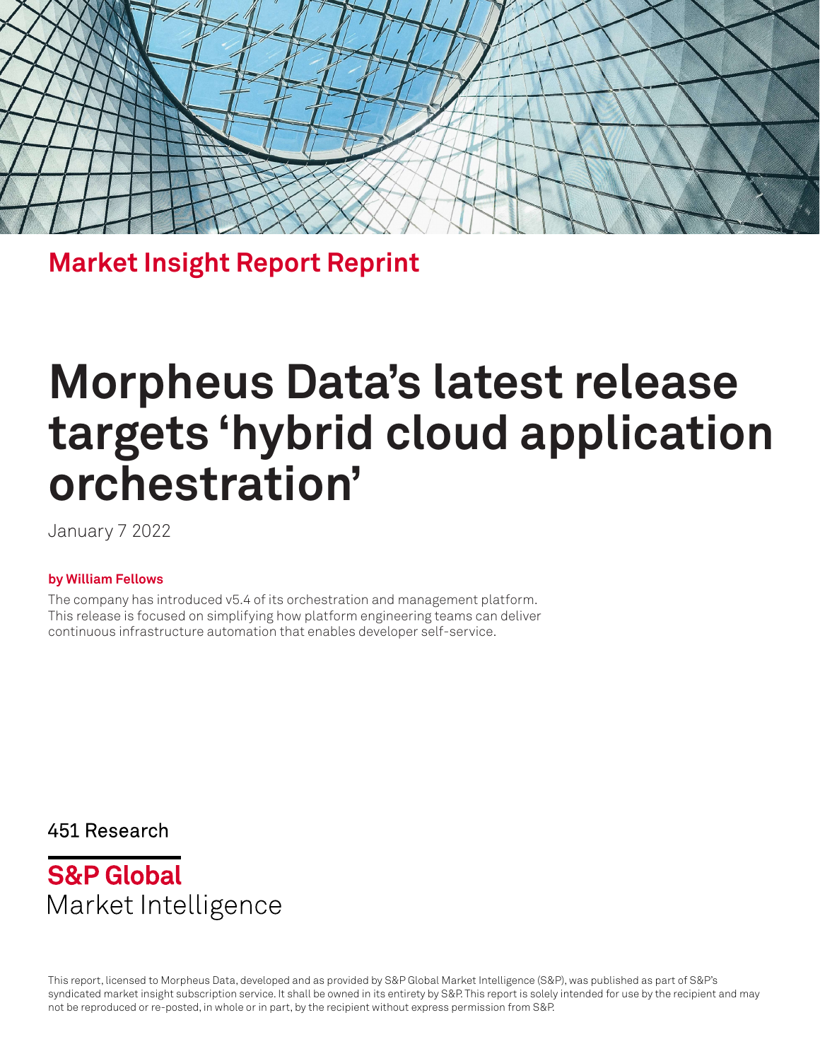## Market Insight Report Reprint

# Morpheus Data's latest release targets 'hybrid cloud application orchestration'

January 7 2022

**by William Fellows**

The company has introduced v5.4 of its orchestration and management platform. This release is focused on simplifying how platform engineering teams can deliver continuous infrastructure automation that enables developer self-service.

451 Research

**S&P Global**
Market Intelligence

This report, licensed to Morpheus Data, developed and as provided by S&P Global Market Intelligence (S&P), was published as part of S&P's syndicated market insight subscription service. It shall be owned in its entirety by S&P. This report is solely intended for use by the recipient and may not be reproduced or re-posted, in whole or in part, by the recipient without express permission from S&P.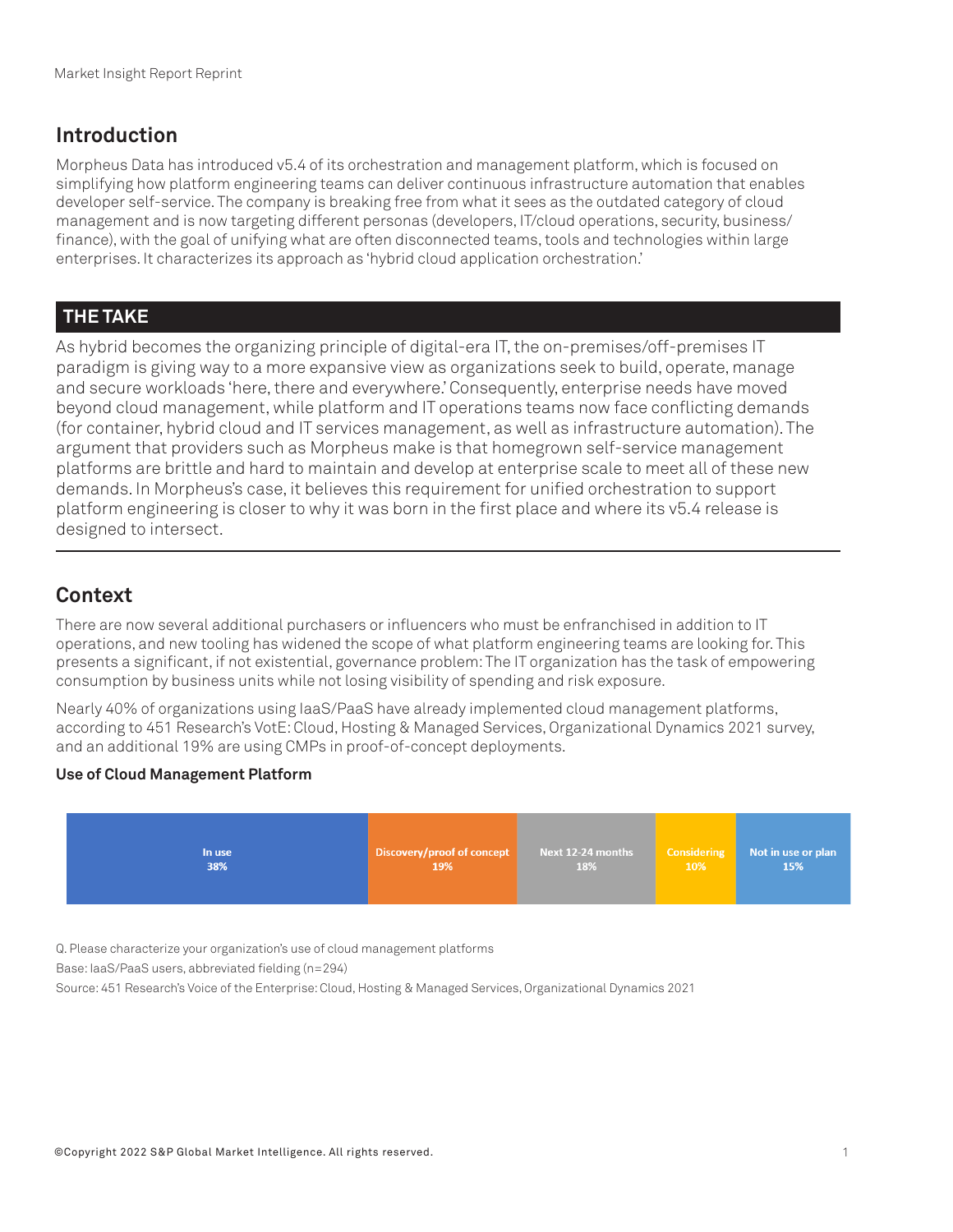Market Insight Report Reprint

## Introduction

Morpheus Data has introduced v5.4 of its orchestration and management platform, which is focused on simplifying how platform engineering teams can deliver continuous infrastructure automation that enables developer self-service. The company is breaking free from what it sees as the outdated category of cloud management and is now targeting different personas (developers, IT/cloud operations, security, business/finance), with the goal of unifying what are often disconnected teams, tools and technologies within large enterprises. It characterizes its approach as 'hybrid cloud application orchestration.'

## THE TAKE

As hybrid becomes the organizing principle of digital-era IT, the on-premises/off-premises IT paradigm is giving way to a more expansive view as organizations seek to build, operate, manage and secure workloads 'here, there and everywhere.' Consequently, enterprise needs have moved beyond cloud management, while platform and IT operations teams now face conflicting demands (for container, hybrid cloud and IT services management, as well as infrastructure automation). The argument that providers such as Morpheus make is that homegrown self-service management platforms are brittle and hard to maintain and develop at enterprise scale to meet all of these new demands. In Morpheus's case, it believes this requirement for unified orchestration to support platform engineering is closer to why it was born in the first place and where its v5.4 release is designed to intersect.

## Context

There are now several additional purchasers or influencers who must be enfranchised in addition to IT operations, and new tooling has widened the scope of what platform engineering teams are looking for. This presents a significant, if not existential, governance problem: The IT organization has the task of empowering consumption by business units while not losing visibility of spending and risk exposure.

Nearly 40% of organizations using IaaS/PaaS have already implemented cloud management platforms, according to 451 Research's VotE: Cloud, Hosting & Managed Services, Organizational Dynamics 2021 survey, and an additional 19% are using CMPs in proof-of-concept deployments.

**Use of Cloud Management Platform**

| In use | Discovery/proof of concept | Next 12-24 months | Considering | Not in use or plan |
|---|---|---|---|---|
| 38% | 19% | 18% | 10% | 15% |

Q. Please characterize your organization's use of cloud management platforms

Base: IaaS/PaaS users, abbreviated fielding (n=294)

Source: 451 Research's Voice of the Enterprise: Cloud, Hosting & Managed Services, Organizational Dynamics 2021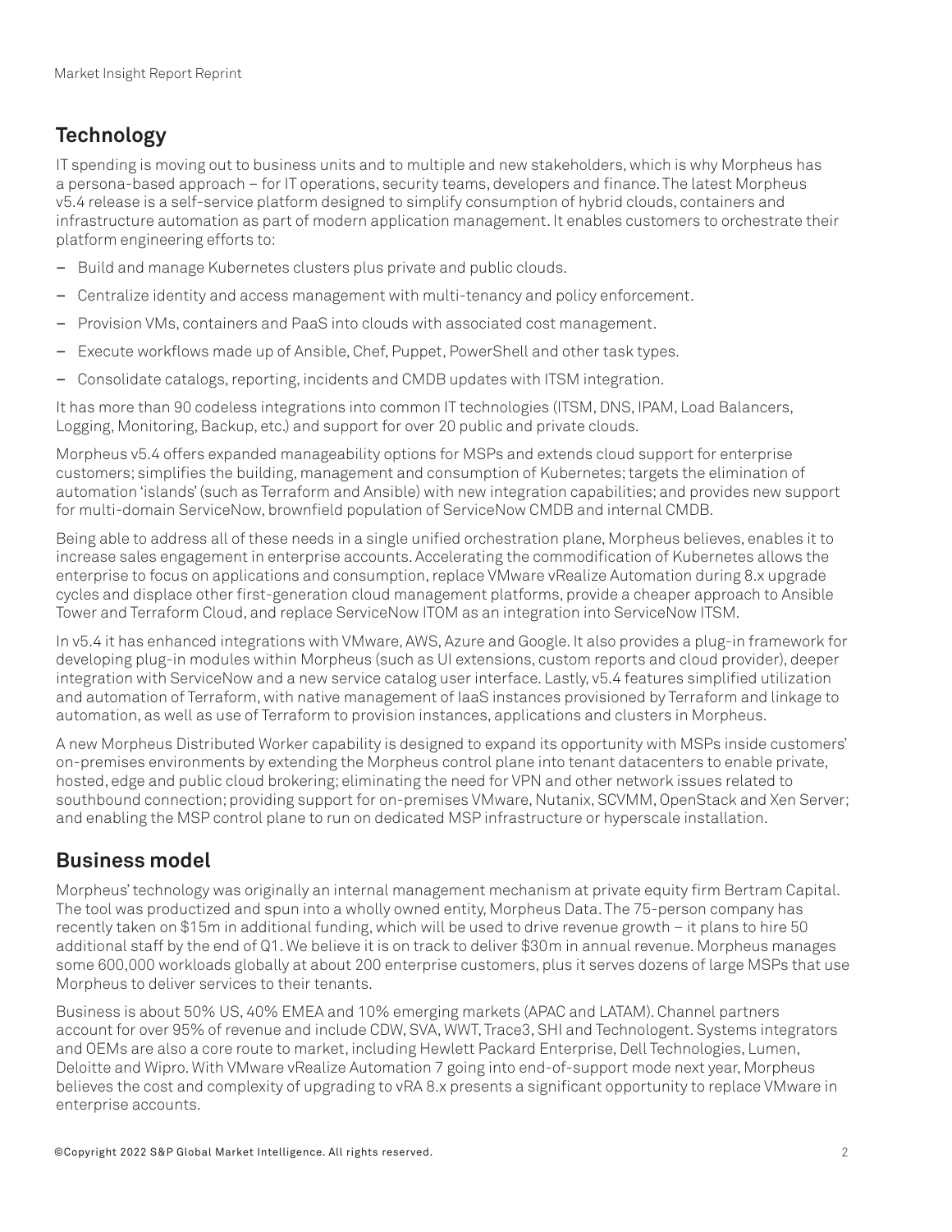## Technology

IT spending is moving out to business units and to multiple and new stakeholders, which is why Morpheus has a persona-based approach – for IT operations, security teams, developers and finance. The latest Morpheus v5.4 release is a self-service platform designed to simplify consumption of hybrid clouds, containers and infrastructure automation as part of modern application management. It enables customers to orchestrate their platform engineering efforts to:

- Build and manage Kubernetes clusters plus private and public clouds.
- Centralize identity and access management with multi-tenancy and policy enforcement.
- Provision VMs, containers and PaaS into clouds with associated cost management.
- Execute workflows made up of Ansible, Chef, Puppet, PowerShell and other task types.
- Consolidate catalogs, reporting, incidents and CMDB updates with ITSM integration.

It has more than 90 codeless integrations into common IT technologies (ITSM, DNS, IPAM, Load Balancers, Logging, Monitoring, Backup, etc.) and support for over 20 public and private clouds.

Morpheus v5.4 offers expanded manageability options for MSPs and extends cloud support for enterprise customers; simplifies the building, management and consumption of Kubernetes; targets the elimination of automation 'islands' (such as Terraform and Ansible) with new integration capabilities; and provides new support for multi-domain ServiceNow, brownfield population of ServiceNow CMDB and internal CMDB.

Being able to address all of these needs in a single unified orchestration plane, Morpheus believes, enables it to increase sales engagement in enterprise accounts. Accelerating the commodification of Kubernetes allows the enterprise to focus on applications and consumption, replace VMware vRealize Automation during 8.x upgrade cycles and displace other first-generation cloud management platforms, provide a cheaper approach to Ansible Tower and Terraform Cloud, and replace ServiceNow ITOM as an integration into ServiceNow ITSM.

In v5.4 it has enhanced integrations with VMware, AWS, Azure and Google. It also provides a plug-in framework for developing plug-in modules within Morpheus (such as UI extensions, custom reports and cloud provider), deeper integration with ServiceNow and a new service catalog user interface. Lastly, v5.4 features simplified utilization and automation of Terraform, with native management of IaaS instances provisioned by Terraform and linkage to automation, as well as use of Terraform to provision instances, applications and clusters in Morpheus.

A new Morpheus Distributed Worker capability is designed to expand its opportunity with MSPs inside customers' on-premises environments by extending the Morpheus control plane into tenant datacenters to enable private, hosted, edge and public cloud brokering; eliminating the need for VPN and other network issues related to southbound connection; providing support for on-premises VMware, Nutanix, SCVMM, OpenStack and Xen Server; and enabling the MSP control plane to run on dedicated MSP infrastructure or hyperscale installation.

## Business model

Morpheus' technology was originally an internal management mechanism at private equity firm Bertram Capital. The tool was productized and spun into a wholly owned entity, Morpheus Data. The 75-person company has recently taken on $15m in additional funding, which will be used to drive revenue growth – it plans to hire 50 additional staff by the end of Q1. We believe it is on track to deliver $30m in annual revenue. Morpheus manages some 600,000 workloads globally at about 200 enterprise customers, plus it serves dozens of large MSPs that use Morpheus to deliver services to their tenants.

Business is about 50% US, 40% EMEA and 10% emerging markets (APAC and LATAM). Channel partners account for over 95% of revenue and include CDW, SVA, WWT, Trace3, SHI and Technologent. Systems integrators and OEMs are also a core route to market, including Hewlett Packard Enterprise, Dell Technologies, Lumen, Deloitte and Wipro. With VMware vRealize Automation 7 going into end-of-support mode next year, Morpheus believes the cost and complexity of upgrading to vRA 8.x presents a significant opportunity to replace VMware in enterprise accounts.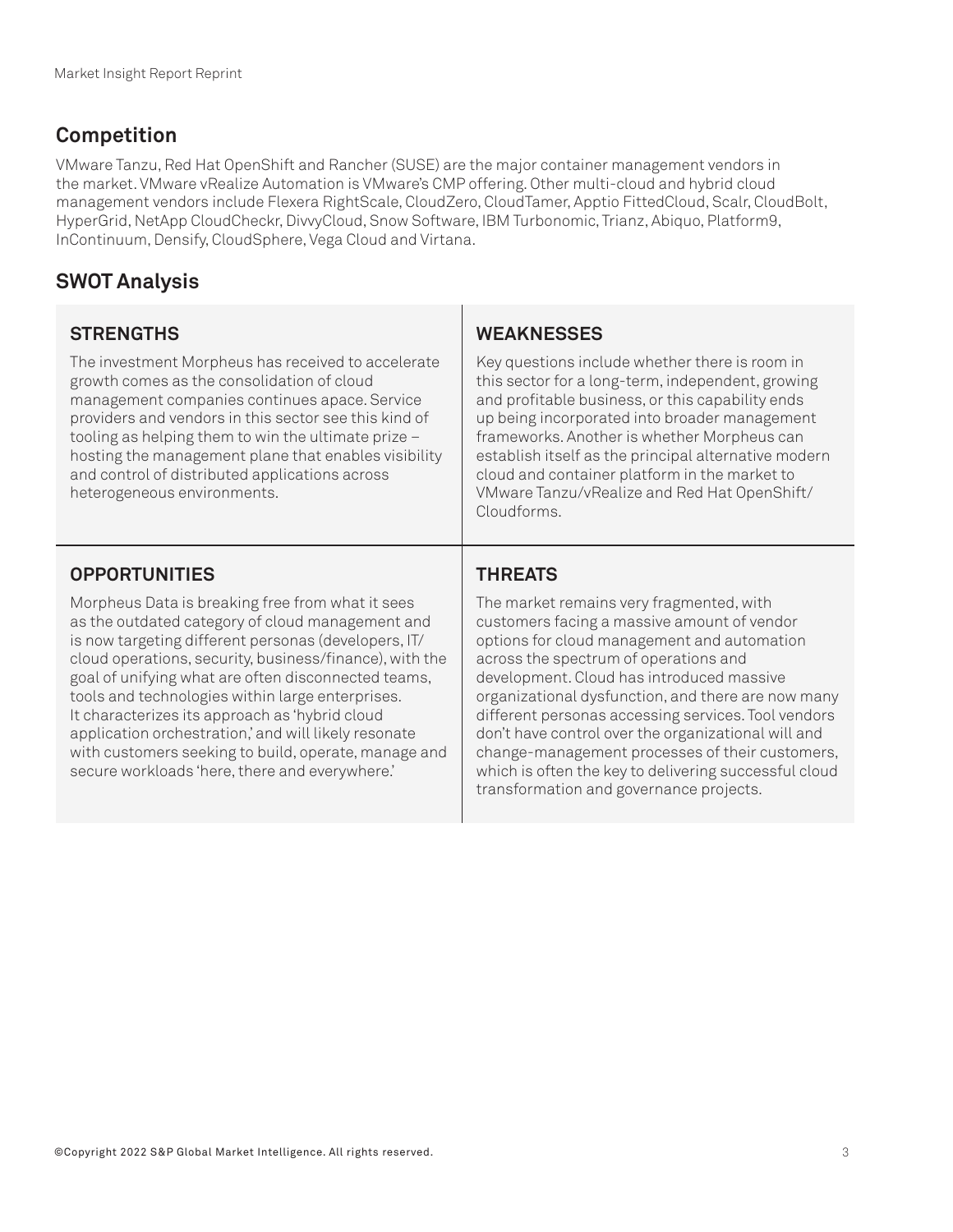## Competition

VMware Tanzu, Red Hat OpenShift and Rancher (SUSE) are the major container management vendors in the market. VMware vRealize Automation is VMware's CMP offering. Other multi-cloud and hybrid cloud management vendors include Flexera RightScale, CloudZero, CloudTamer, Apptio FittedCloud, Scalr, CloudBolt, HyperGrid, NetApp CloudCheckr, DivvyCloud, Snow Software, IBM Turbonomic, Trianz, Abiquo, Platform9, InContinuum, Densify, CloudSphere, Vega Cloud and Virtana.

## SWOT Analysis

### STRENGTHS

The investment Morpheus has received to accelerate growth comes as the consolidation of cloud management companies continues apace. Service providers and vendors in this sector see this kind of tooling as helping them to win the ultimate prize – hosting the management plane that enables visibility and control of distributed applications across heterogeneous environments.

### WEAKNESSES

Key questions include whether there is room in this sector for a long-term, independent, growing and profitable business, or this capability ends up being incorporated into broader management frameworks. Another is whether Morpheus can establish itself as the principal alternative modern cloud and container platform in the market to VMware Tanzu/vRealize and Red Hat OpenShift/Cloudforms.

### OPPORTUNITIES

Morpheus Data is breaking free from what it sees as the outdated category of cloud management and is now targeting different personas (developers, IT/cloud operations, security, business/finance), with the goal of unifying what are often disconnected teams, tools and technologies within large enterprises. It characterizes its approach as 'hybrid cloud application orchestration,' and will likely resonate with customers seeking to build, operate, manage and secure workloads 'here, there and everywhere.'

### THREATS

The market remains very fragmented, with customers facing a massive amount of vendor options for cloud management and automation across the spectrum of operations and development. Cloud has introduced massive organizational dysfunction, and there are now many different personas accessing services. Tool vendors don't have control over the organizational will and change-management processes of their customers, which is often the key to delivering successful cloud transformation and governance projects.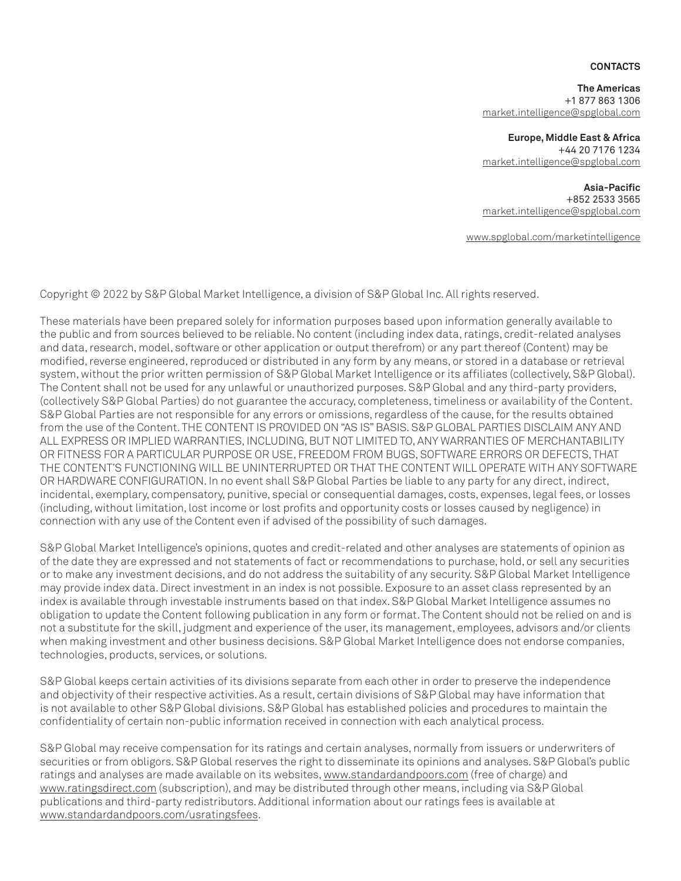**CONTACTS**

**The Americas**
+1 877 863 1306
market.intelligence@spglobal.com

**Europe, Middle East & Africa**
+44 20 7176 1234
market.intelligence@spglobal.com

**Asia-Pacific**
+852 2533 3565
market.intelligence@spglobal.com

www.spglobal.com/marketintelligence

Copyright © 2022 by S&P Global Market Intelligence, a division of S&P Global Inc. All rights reserved.

These materials have been prepared solely for information purposes based upon information generally available to the public and from sources believed to be reliable. No content (including index data, ratings, credit-related analyses and data, research, model, software or other application or output therefrom) or any part thereof (Content) may be modified, reverse engineered, reproduced or distributed in any form by any means, or stored in a database or retrieval system, without the prior written permission of S&P Global Market Intelligence or its affiliates (collectively, S&P Global). The Content shall not be used for any unlawful or unauthorized purposes. S&P Global and any third-party providers, (collectively S&P Global Parties) do not guarantee the accuracy, completeness, timeliness or availability of the Content. S&P Global Parties are not responsible for any errors or omissions, regardless of the cause, for the results obtained from the use of the Content. THE CONTENT IS PROVIDED ON "AS IS" BASIS. S&P GLOBAL PARTIES DISCLAIM ANY AND ALL EXPRESS OR IMPLIED WARRANTIES, INCLUDING, BUT NOT LIMITED TO, ANY WARRANTIES OF MERCHANTABILITY OR FITNESS FOR A PARTICULAR PURPOSE OR USE, FREEDOM FROM BUGS, SOFTWARE ERRORS OR DEFECTS, THAT THE CONTENT'S FUNCTIONING WILL BE UNINTERRUPTED OR THAT THE CONTENT WILL OPERATE WITH ANY SOFTWARE OR HARDWARE CONFIGURATION. In no event shall S&P Global Parties be liable to any party for any direct, indirect, incidental, exemplary, compensatory, punitive, special or consequential damages, costs, expenses, legal fees, or losses (including, without limitation, lost income or lost profits and opportunity costs or losses caused by negligence) in connection with any use of the Content even if advised of the possibility of such damages.

S&P Global Market Intelligence's opinions, quotes and credit-related and other analyses are statements of opinion as of the date they are expressed and not statements of fact or recommendations to purchase, hold, or sell any securities or to make any investment decisions, and do not address the suitability of any security. S&P Global Market Intelligence may provide index data. Direct investment in an index is not possible. Exposure to an asset class represented by an index is available through investable instruments based on that index. S&P Global Market Intelligence assumes no obligation to update the Content following publication in any form or format. The Content should not be relied on and is not a substitute for the skill, judgment and experience of the user, its management, employees, advisors and/or clients when making investment and other business decisions. S&P Global Market Intelligence does not endorse companies, technologies, products, services, or solutions.

S&P Global keeps certain activities of its divisions separate from each other in order to preserve the independence and objectivity of their respective activities. As a result, certain divisions of S&P Global may have information that is not available to other S&P Global divisions. S&P Global has established policies and procedures to maintain the confidentiality of certain non-public information received in connection with each analytical process.

S&P Global may receive compensation for its ratings and certain analyses, normally from issuers or underwriters of securities or from obligors. S&P Global reserves the right to disseminate its opinions and analyses. S&P Global's public ratings and analyses are made available on its websites, www.standardandpoors.com (free of charge) and www.ratingsdirect.com (subscription), and may be distributed through other means, including via S&P Global publications and third-party redistributors. Additional information about our ratings fees is available at www.standardandpoors.com/usratingsfees.